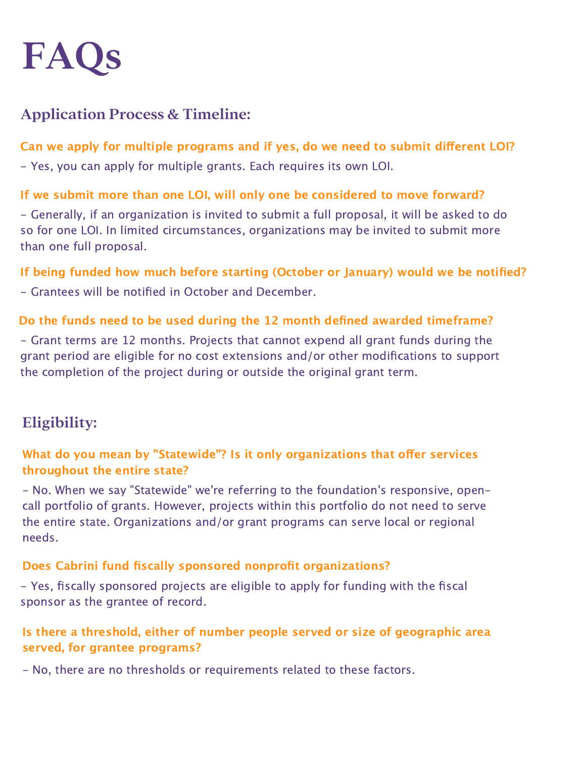# FAQs

## Application Process & Timeline:

**Can we apply for multiple programs and if yes, do we need to submit different LOI?**

- Yes, you can apply for multiple grants. Each requires its own LOI.

**If we submit more than one LOI, will only one be considered to move forward?**

- Generally, if an organization is invited to submit a full proposal, it will be asked to do so for one LOI. In limited circumstances, organizations may be invited to submit more than one full proposal.

**If being funded how much before starting (October or January) would we be notified?**

- Grantees will be notified in October and December.

**Do the funds need to be used during the 12 month defined awarded timeframe?**

- Grant terms are 12 months. Projects that cannot expend all grant funds during the grant period are eligible for no cost extensions and/or other modifications to support the completion of the project during or outside the original grant term.

## Eligibility:

**What do you mean by "Statewide"? Is it only organizations that offer services throughout the entire state?**

- No. When we say "Statewide" we're referring to the foundation's responsive, open-call portfolio of grants. However, projects within this portfolio do not need to serve the entire state. Organizations and/or grant programs can serve local or regional needs.

**Does Cabrini fund fiscally sponsored nonprofit organizations?**

- Yes, fiscally sponsored projects are eligible to apply for funding with the fiscal sponsor as the grantee of record.

**Is there a threshold, either of number people served or size of geographic area served, for grantee programs?**

- No, there are no thresholds or requirements related to these factors.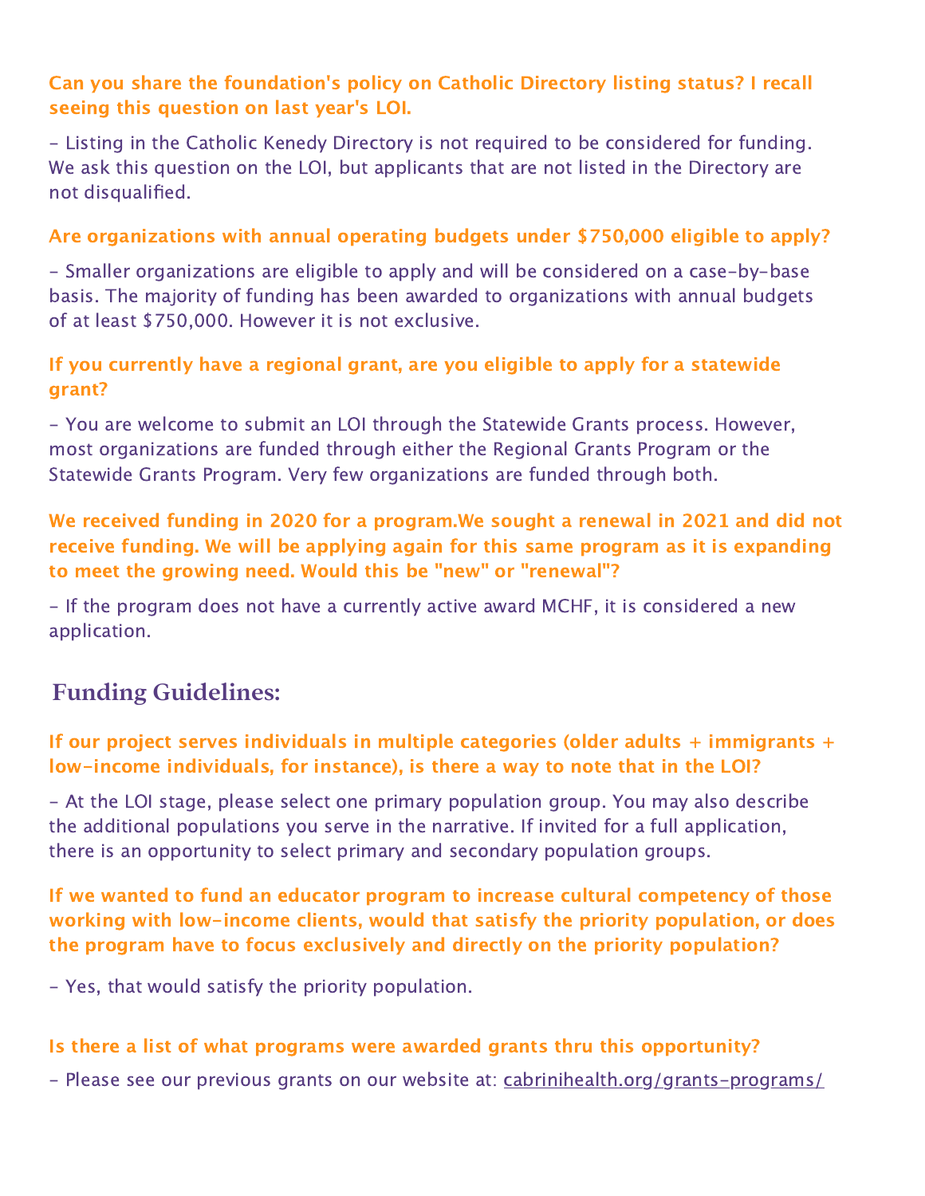**Can you share the foundation's policy on Catholic Directory listing status? I recall seeing this question on last year's LOI.**

- Listing in the Catholic Kenedy Directory is not required to be considered for funding. We ask this question on the LOI, but applicants that are not listed in the Directory are not disqualified.

**Are organizations with annual operating budgets under $750,000 eligible to apply?**

- Smaller organizations are eligible to apply and will be considered on a case-by-base basis. The majority of funding has been awarded to organizations with annual budgets of at least $750,000. However it is not exclusive.

**If you currently have a regional grant, are you eligible to apply for a statewide grant?**

- You are welcome to submit an LOI through the Statewide Grants process. However, most organizations are funded through either the Regional Grants Program or the Statewide Grants Program. Very few organizations are funded through both.

**We received funding in 2020 for a program.We sought a renewal in 2021 and did not receive funding. We will be applying again for this same program as it is expanding to meet the growing need. Would this be "new" or "renewal"?**

- If the program does not have a currently active award MCHF, it is considered a new application.

## Funding Guidelines:

**If our project serves individuals in multiple categories (older adults + immigrants + low-income individuals, for instance), is there a way to note that in the LOI?**

- At the LOI stage, please select one primary population group. You may also describe the additional populations you serve in the narrative. If invited for a full application, there is an opportunity to select primary and secondary population groups.

**If we wanted to fund an educator program to increase cultural competency of those working with low-income clients, would that satisfy the priority population, or does the program have to focus exclusively and directly on the priority population?**

- Yes, that would satisfy the priority population.

**Is there a list of what programs were awarded grants thru this opportunity?**

- Please see our previous grants on our website at: cabrinihealth.org/grants-programs/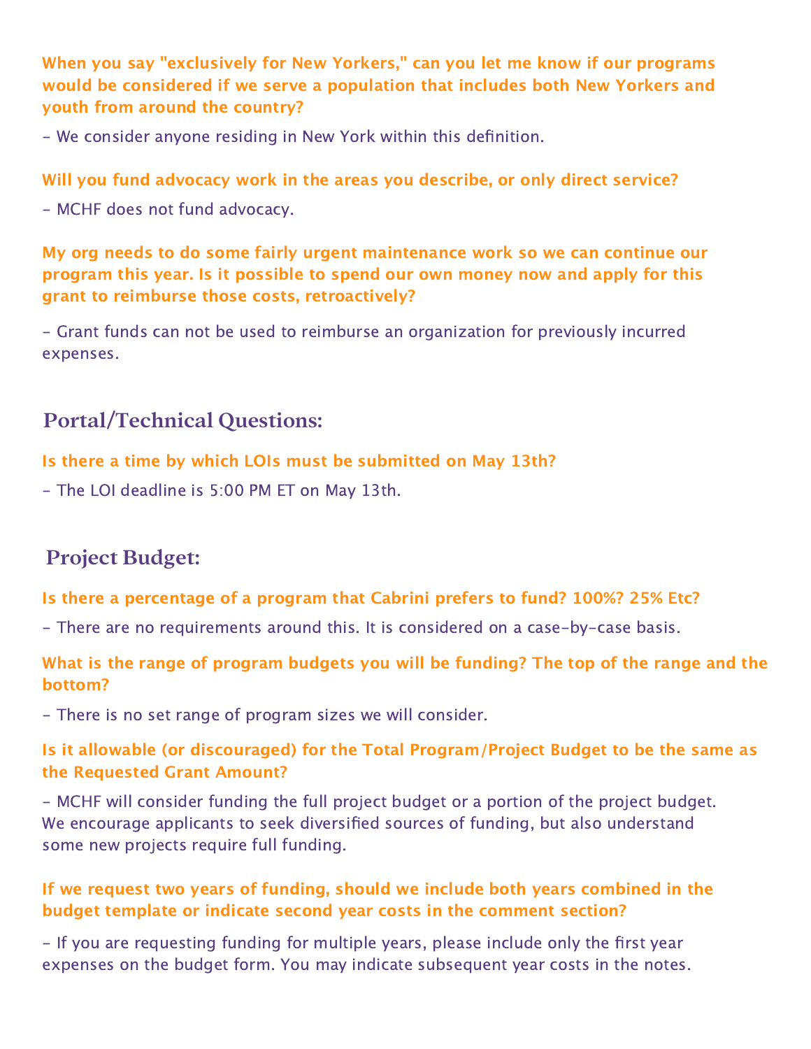**When you say "exclusively for New Yorkers," can you let me know if our programs would be considered if we serve a population that includes both New Yorkers and youth from around the country?**

- We consider anyone residing in New York within this definition.

**Will you fund advocacy work in the areas you describe, or only direct service?**

- MCHF does not fund advocacy.

**My org needs to do some fairly urgent maintenance work so we can continue our program this year. Is it possible to spend our own money now and apply for this grant to reimburse those costs, retroactively?**

- Grant funds can not be used to reimburse an organization for previously incurred expenses.

## Portal/Technical Questions:

**Is there a time by which LOIs must be submitted on May 13th?**

- The LOI deadline is 5:00 PM ET on May 13th.

## Project Budget:

**Is there a percentage of a program that Cabrini prefers to fund? 100%? 25% Etc?**

- There are no requirements around this. It is considered on a case-by-case basis.

**What is the range of program budgets you will be funding? The top of the range and the bottom?**

- There is no set range of program sizes we will consider.

**Is it allowable (or discouraged) for the Total Program/Project Budget to be the same as the Requested Grant Amount?**

- MCHF will consider funding the full project budget or a portion of the project budget. We encourage applicants to seek diversified sources of funding, but also understand some new projects require full funding.

**If we request two years of funding, should we include both years combined in the budget template or indicate second year costs in the comment section?**

- If you are requesting funding for multiple years, please include only the first year expenses on the budget form. You may indicate subsequent year costs in the notes.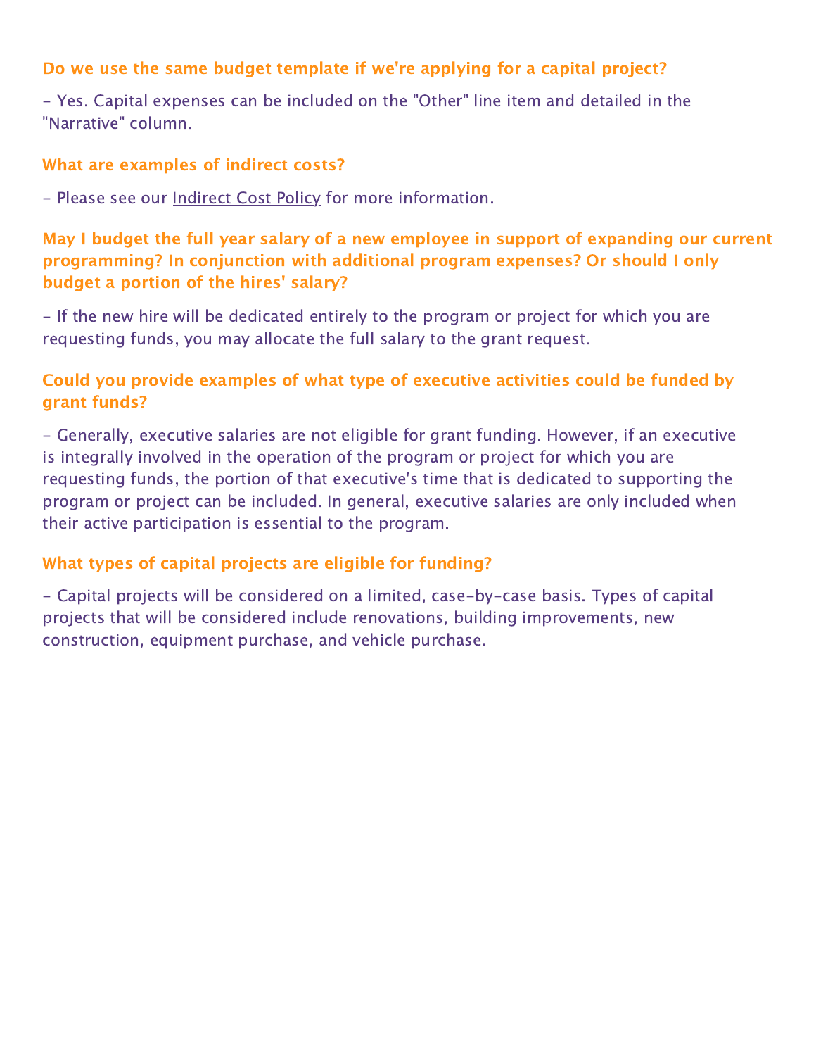### Do we use the same budget template if we're applying for a capital project?

- Yes. Capital expenses can be included on the "Other" line item and detailed in the "Narrative" column.

### What are examples of indirect costs?

- Please see our Indirect Cost Policy for more information.

### May I budget the full year salary of a new employee in support of expanding our current programming? In conjunction with additional program expenses? Or should I only budget a portion of the hires' salary?

- If the new hire will be dedicated entirely to the program or project for which you are requesting funds, you may allocate the full salary to the grant request.

### Could you provide examples of what type of executive activities could be funded by grant funds?

- Generally, executive salaries are not eligible for grant funding. However, if an executive is integrally involved in the operation of the program or project for which you are requesting funds, the portion of that executive's time that is dedicated to supporting the program or project can be included. In general, executive salaries are only included when their active participation is essential to the program.

### What types of capital projects are eligible for funding?

- Capital projects will be considered on a limited, case-by-case basis. Types of capital projects that will be considered include renovations, building improvements, new construction, equipment purchase, and vehicle purchase.